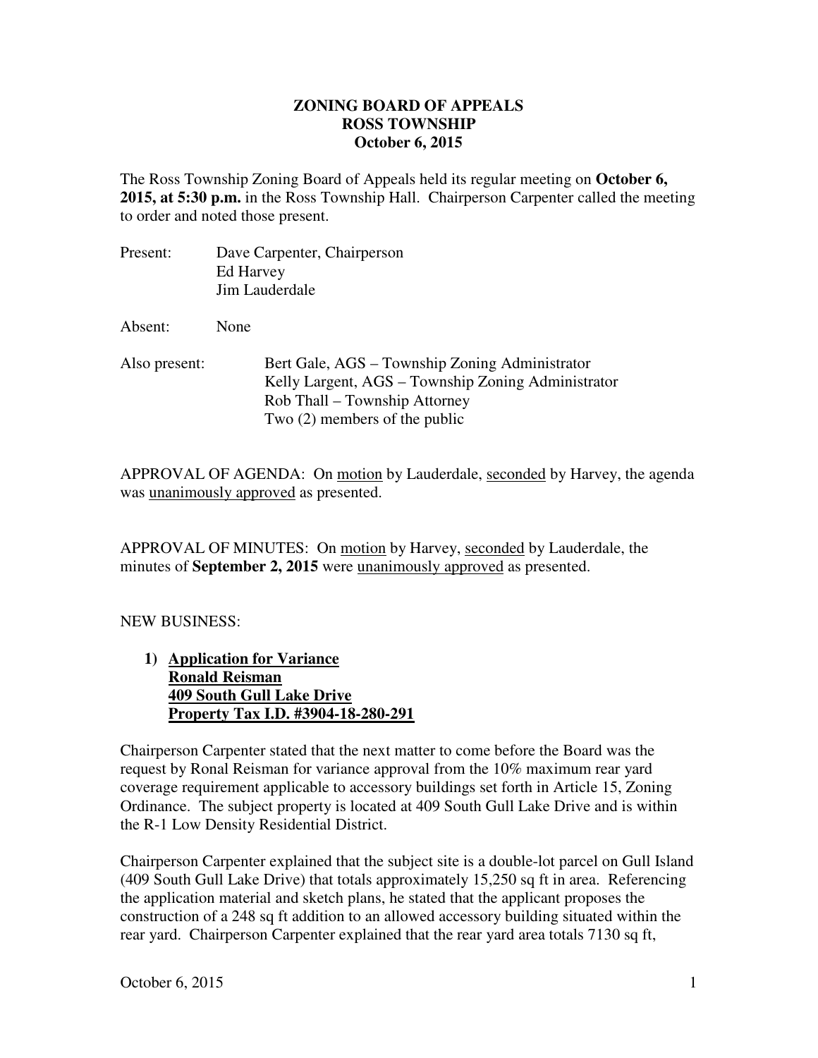**ZONING BOARD OF APPEALS**
**ROSS TOWNSHIP**
**October 6, 2015**

The Ross Township Zoning Board of Appeals held its regular meeting on **October 6, 2015, at 5:30 p.m.** in the Ross Township Hall. Chairperson Carpenter called the meeting to order and noted those present.

Present: Dave Carpenter, Chairperson
Ed Harvey
Jim Lauderdale

Absent: None

Also present: Bert Gale, AGS – Township Zoning Administrator
Kelly Largent, AGS – Township Zoning Administrator
Rob Thall – Township Attorney
Two (2) members of the public

APPROVAL OF AGENDA: On motion by Lauderdale, seconded by Harvey, the agenda was unanimously approved as presented.

APPROVAL OF MINUTES: On motion by Harvey, seconded by Lauderdale, the minutes of **September 2, 2015** were unanimously approved as presented.

NEW BUSINESS:

1) **Application for Variance**
**Ronald Reisman**
**409 South Gull Lake Drive**
**Property Tax I.D. #3904-18-280-291**

Chairperson Carpenter stated that the next matter to come before the Board was the request by Ronal Reisman for variance approval from the 10% maximum rear yard coverage requirement applicable to accessory buildings set forth in Article 15, Zoning Ordinance. The subject property is located at 409 South Gull Lake Drive and is within the R-1 Low Density Residential District.

Chairperson Carpenter explained that the subject site is a double-lot parcel on Gull Island (409 South Gull Lake Drive) that totals approximately 15,250 sq ft in area. Referencing the application material and sketch plans, he stated that the applicant proposes the construction of a 248 sq ft addition to an allowed accessory building situated within the rear yard. Chairperson Carpenter explained that the rear yard area totals 7130 sq ft,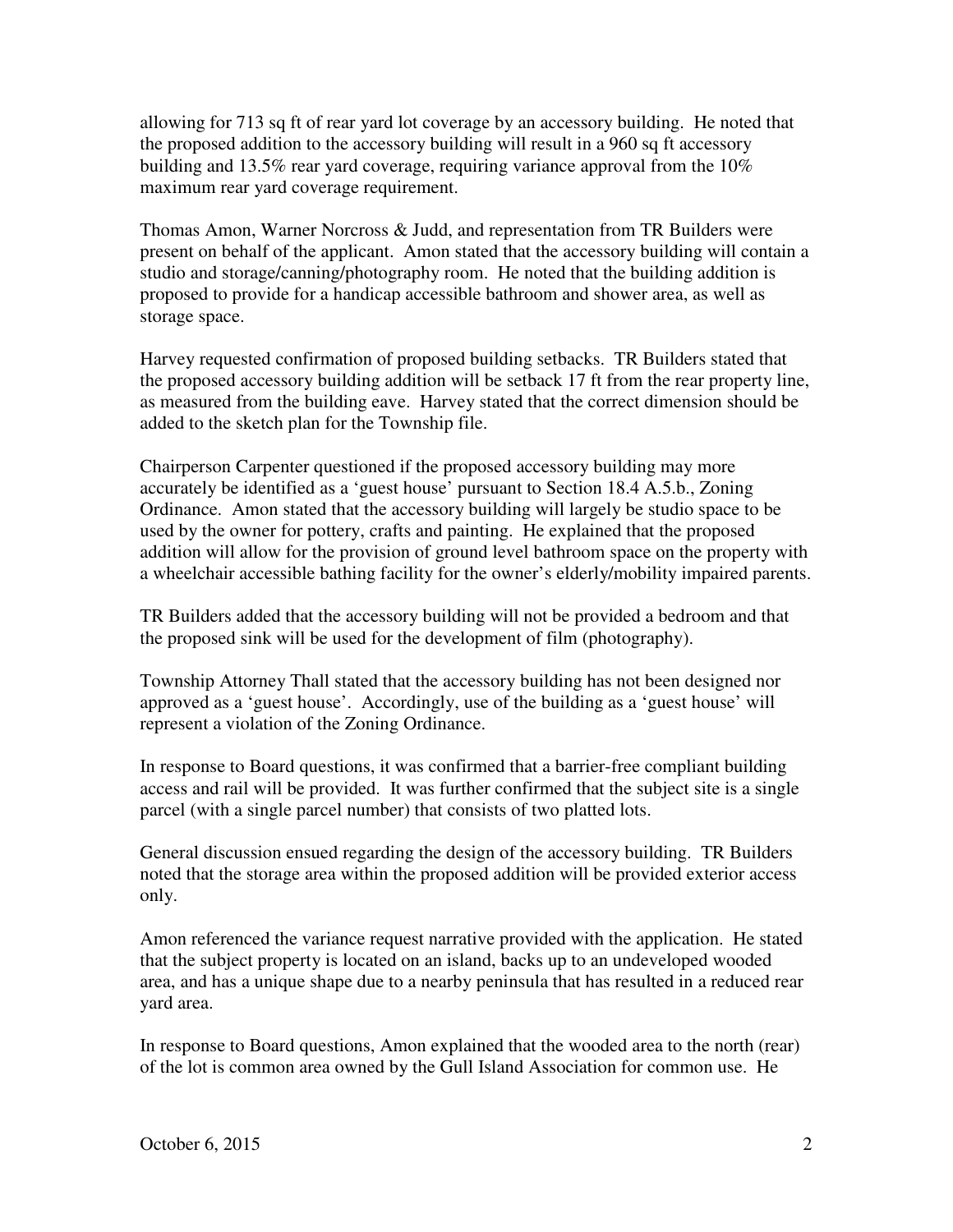allowing for 713 sq ft of rear yard lot coverage by an accessory building. He noted that the proposed addition to the accessory building will result in a 960 sq ft accessory building and 13.5% rear yard coverage, requiring variance approval from the 10% maximum rear yard coverage requirement.

Thomas Amon, Warner Norcross & Judd, and representation from TR Builders were present on behalf of the applicant. Amon stated that the accessory building will contain a studio and storage/canning/photography room. He noted that the building addition is proposed to provide for a handicap accessible bathroom and shower area, as well as storage space.

Harvey requested confirmation of proposed building setbacks. TR Builders stated that the proposed accessory building addition will be setback 17 ft from the rear property line, as measured from the building eave. Harvey stated that the correct dimension should be added to the sketch plan for the Township file.

Chairperson Carpenter questioned if the proposed accessory building may more accurately be identified as a 'guest house' pursuant to Section 18.4 A.5.b., Zoning Ordinance. Amon stated that the accessory building will largely be studio space to be used by the owner for pottery, crafts and painting. He explained that the proposed addition will allow for the provision of ground level bathroom space on the property with a wheelchair accessible bathing facility for the owner's elderly/mobility impaired parents.

TR Builders added that the accessory building will not be provided a bedroom and that the proposed sink will be used for the development of film (photography).

Township Attorney Thall stated that the accessory building has not been designed nor approved as a 'guest house'. Accordingly, use of the building as a 'guest house' will represent a violation of the Zoning Ordinance.

In response to Board questions, it was confirmed that a barrier-free compliant building access and rail will be provided. It was further confirmed that the subject site is a single parcel (with a single parcel number) that consists of two platted lots.

General discussion ensued regarding the design of the accessory building. TR Builders noted that the storage area within the proposed addition will be provided exterior access only.

Amon referenced the variance request narrative provided with the application. He stated that the subject property is located on an island, backs up to an undeveloped wooded area, and has a unique shape due to a nearby peninsula that has resulted in a reduced rear yard area.

In response to Board questions, Amon explained that the wooded area to the north (rear) of the lot is common area owned by the Gull Island Association for common use. He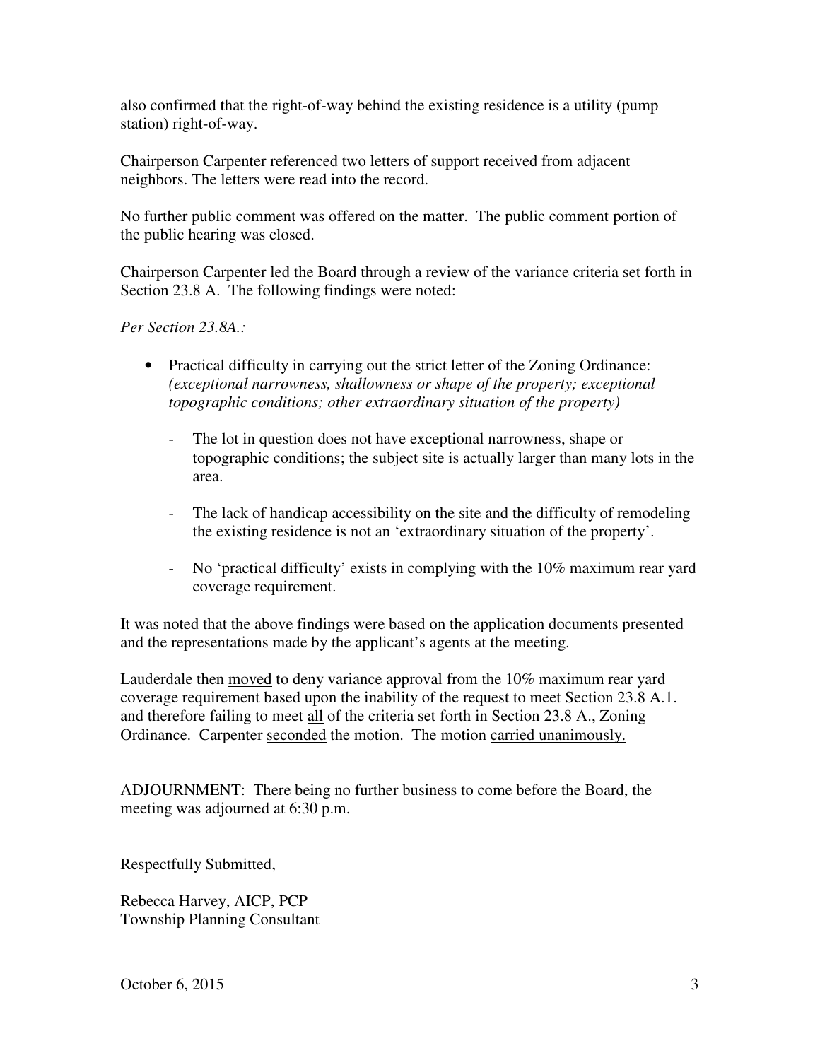also confirmed that the right-of-way behind the existing residence is a utility (pump station) right-of-way.

Chairperson Carpenter referenced two letters of support received from adjacent neighbors. The letters were read into the record.

No further public comment was offered on the matter. The public comment portion of the public hearing was closed.

Chairperson Carpenter led the Board through a review of the variance criteria set forth in Section 23.8 A. The following findings were noted:

*Per Section 23.8A.:*

- Practical difficulty in carrying out the strict letter of the Zoning Ordinance: *(exceptional narrowness, shallowness or shape of the property; exceptional topographic conditions; other extraordinary situation of the property)*

    - The lot in question does not have exceptional narrowness, shape or topographic conditions; the subject site is actually larger than many lots in the area.

    - The lack of handicap accessibility on the site and the difficulty of remodeling the existing residence is not an 'extraordinary situation of the property'.

    - No 'practical difficulty' exists in complying with the 10% maximum rear yard coverage requirement.

It was noted that the above findings were based on the application documents presented and the representations made by the applicant's agents at the meeting.

Lauderdale then moved to deny variance approval from the 10% maximum rear yard coverage requirement based upon the inability of the request to meet Section 23.8 A.1. and therefore failing to meet all of the criteria set forth in Section 23.8 A., Zoning Ordinance. Carpenter seconded the motion. The motion carried unanimously.

ADJOURNMENT: There being no further business to come before the Board, the meeting was adjourned at 6:30 p.m.

Respectfully Submitted,

Rebecca Harvey, AICP, PCP
Township Planning Consultant

October 6, 2015